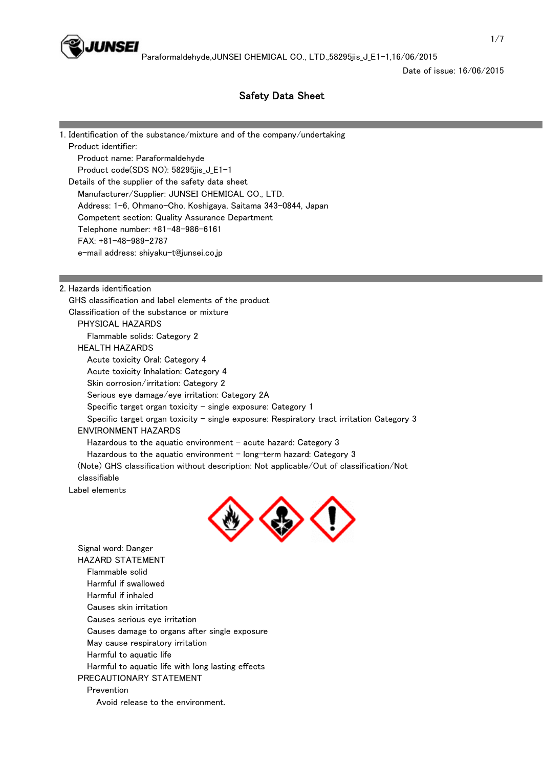Date of issue: 16/06/2015

# Safety Data Sheet

## 1. Identification of the substance/mixture and of the company/undertaking

Product identifier:

- Product name: Paraformaldehyde
- Product code(SDS NO): 58295jis_J_E1-1

Details of the supplier of the safety data sheet

- Manufacturer/Supplier: JUNSEI CHEMICAL CO., LTD.
- Address: 1-6, Ohmano-Cho, Koshigaya, Saitama 343-0844, Japan
- Competent section: Quality Assurance Department
- Telephone number: +81-48-986-6161
- FAX: +81-48-989-2787
- e-mail address: shiyaku-t@junsei.co.jp

## 2. Hazards identification

GHS classification and label elements of the product

Classification of the substance or mixture

PHYSICAL HAZARDS

- Flammable solids: Category 2

HEALTH HAZARDS

- Acute toxicity Oral: Category 4
- Acute toxicity Inhalation: Category 4
- Skin corrosion/irritation: Category 2
- Serious eye damage/eye irritation: Category 2A
- Specific target organ toxicity - single exposure: Category 1
- Specific target organ toxicity - single exposure: Respiratory tract irritation Category 3

ENVIRONMENT HAZARDS

- Hazardous to the aquatic environment - acute hazard: Category 3
- Hazardous to the aquatic environment - long-term hazard: Category 3

(Note) GHS classification without description: Not applicable/Out of classification/Not classifiable

Label elements

Signal word: Danger

HAZARD STATEMENT

- Flammable solid
- Harmful if swallowed
- Harmful if inhaled
- Causes skin irritation
- Causes serious eye irritation
- Causes damage to organs after single exposure
- May cause respiratory irritation
- Harmful to aquatic life
- Harmful to aquatic life with long lasting effects

PRECAUTIONARY STATEMENT

Prevention

- Avoid release to the environment.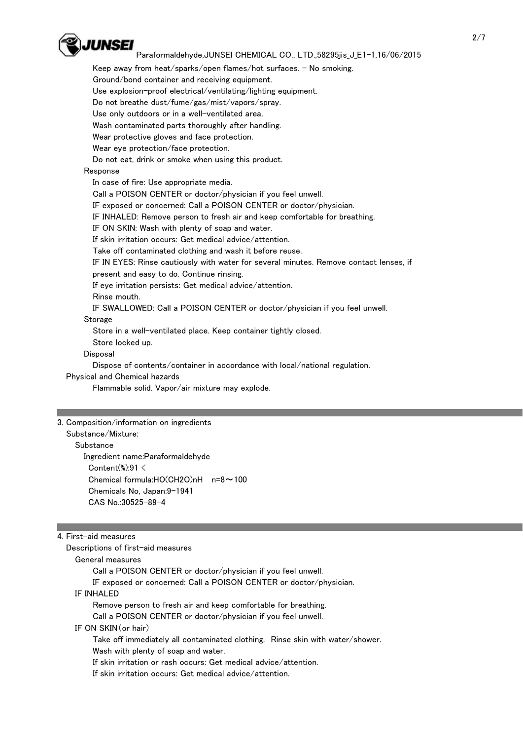Keep away from heat/sparks/open flames/hot surfaces. - No smoking.
Ground/bond container and receiving equipment.
Use explosion-proof electrical/ventilating/lighting equipment.
Do not breathe dust/fume/gas/mist/vapors/spray.
Use only outdoors or in a well-ventilated area.
Wash contaminated parts thoroughly after handling.
Wear protective gloves and face protection.
Wear eye protection/face protection.
Do not eat, drink or smoke when using this product.

Response

In case of fire: Use appropriate media.
Call a POISON CENTER or doctor/physician if you feel unwell.
IF exposed or concerned: Call a POISON CENTER or doctor/physician.
IF INHALED: Remove person to fresh air and keep comfortable for breathing.
IF ON SKIN: Wash with plenty of soap and water.
If skin irritation occurs: Get medical advice/attention.
Take off contaminated clothing and wash it before reuse.
IF IN EYES: Rinse cautiously with water for several minutes. Remove contact lenses, if present and easy to do. Continue rinsing.
If eye irritation persists: Get medical advice/attention.
Rinse mouth.
IF SWALLOWED: Call a POISON CENTER or doctor/physician if you feel unwell.

Storage

Store in a well-ventilated place. Keep container tightly closed.
Store locked up.

Disposal

Dispose of contents/container in accordance with local/national regulation.

Physical and Chemical hazards

Flammable solid. Vapor/air mixture may explode.

## 3. Composition/information on ingredients

Substance/Mixture:

Substance

Ingredient name:Paraformaldehyde
Content(%):91 <
Chemical formula:$HO(CH_2O)_nH$ n=8～100
Chemicals No, Japan:9-1941
CAS No.:30525-89-4

## 4. First-aid measures

Descriptions of first-aid measures

General measures

Call a POISON CENTER or doctor/physician if you feel unwell.
IF exposed or concerned: Call a POISON CENTER or doctor/physician.

IF INHALED

Remove person to fresh air and keep comfortable for breathing.
Call a POISON CENTER or doctor/physician if you feel unwell.

IF ON SKIN(or hair)

Take off immediately all contaminated clothing. Rinse skin with water/shower.
Wash with plenty of soap and water.
If skin irritation or rash occurs: Get medical advice/attention.
If skin irritation occurs: Get medical advice/attention.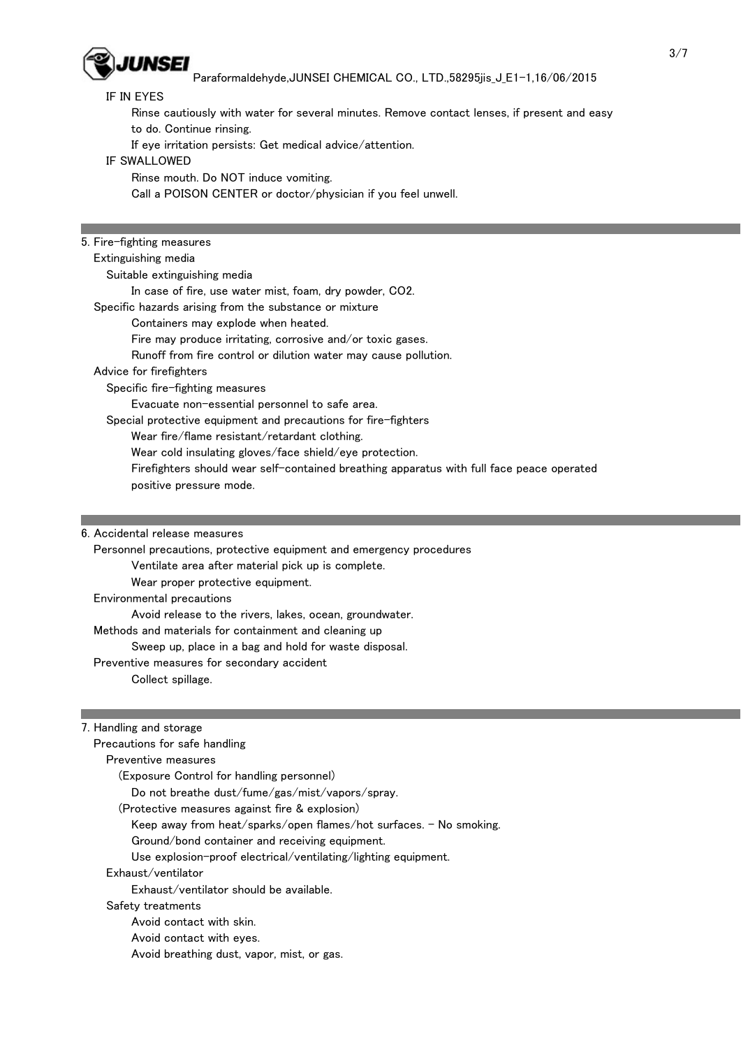IF IN EYES

Rinse cautiously with water for several minutes. Remove contact lenses, if present and easy to do. Continue rinsing.

If eye irritation persists: Get medical advice/attention.

IF SWALLOWED

Rinse mouth. Do NOT induce vomiting.

Call a POISON CENTER or doctor/physician if you feel unwell.

## 5. Fire-fighting measures

### Extinguishing media

#### Suitable extinguishing media

In case of fire, use water mist, foam, dry powder, $CO_2$.

### Specific hazards arising from the substance or mixture

Containers may explode when heated.

Fire may produce irritating, corrosive and/or toxic gases.

Runoff from fire control or dilution water may cause pollution.

### Advice for firefighters

#### Specific fire-fighting measures

Evacuate non-essential personnel to safe area.

#### Special protective equipment and precautions for fire-fighters

Wear fire/flame resistant/retardant clothing.

Wear cold insulating gloves/face shield/eye protection.

Firefighters should wear self-contained breathing apparatus with full face peace operated positive pressure mode.

## 6. Accidental release measures

### Personnel precautions, protective equipment and emergency procedures

Ventilate area after material pick up is complete.

Wear proper protective equipment.

### Environmental precautions

Avoid release to the rivers, lakes, ocean, groundwater.

### Methods and materials for containment and cleaning up

Sweep up, place in a bag and hold for waste disposal.

### Preventive measures for secondary accident

Collect spillage.

## 7. Handling and storage

### Precautions for safe handling

#### Preventive measures

(Exposure Control for handling personnel)

Do not breathe dust/fume/gas/mist/vapors/spray.

(Protective measures against fire & explosion)

Keep away from heat/sparks/open flames/hot surfaces. - No smoking.

Ground/bond container and receiving equipment.

Use explosion-proof electrical/ventilating/lighting equipment.

#### Exhaust/ventilator

Exhaust/ventilator should be available.

#### Safety treatments

Avoid contact with skin.

Avoid contact with eyes.

Avoid breathing dust, vapor, mist, or gas.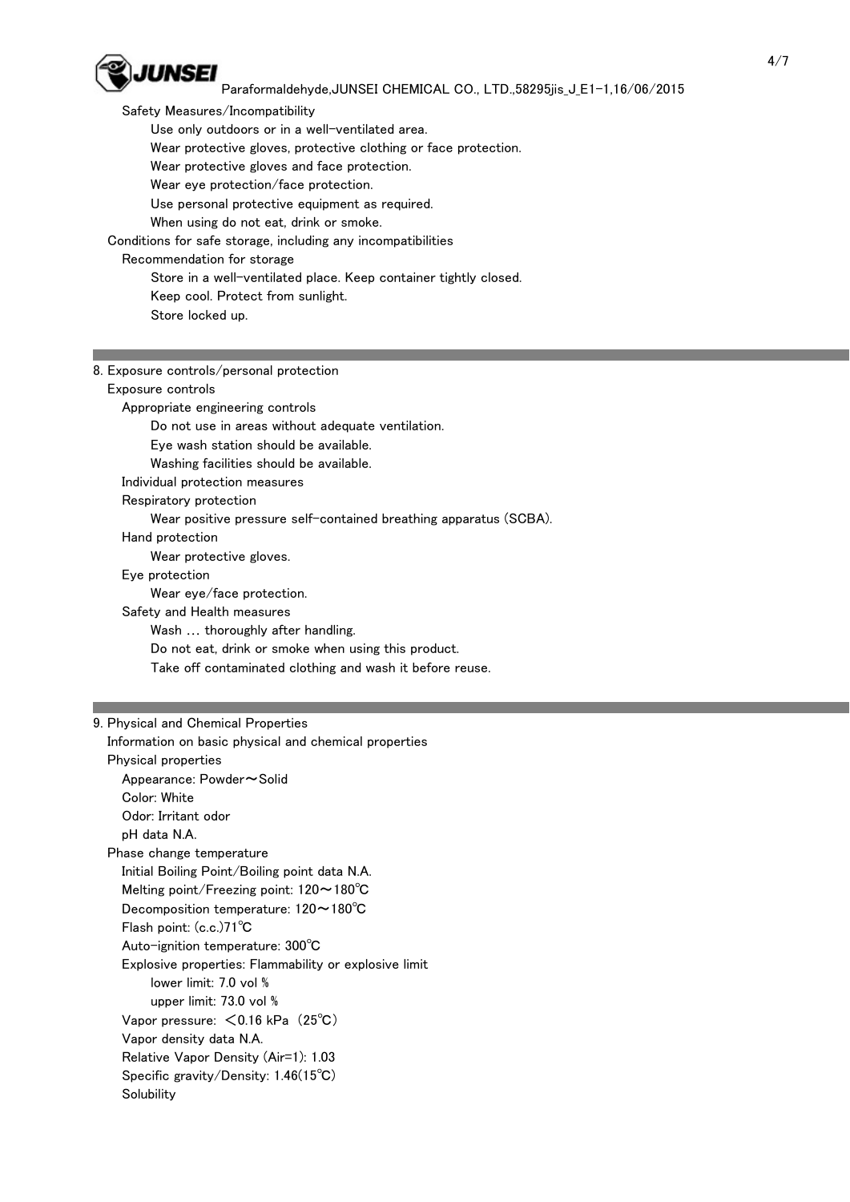Safety Measures/Incompatibility

Use only outdoors or in a well-ventilated area.
Wear protective gloves, protective clothing or face protection.
Wear protective gloves and face protection.
Wear eye protection/face protection.
Use personal protective equipment as required.
When using do not eat, drink or smoke.

Conditions for safe storage, including any incompatibilities

Recommendation for storage

Store in a well-ventilated place. Keep container tightly closed.
Keep cool. Protect from sunlight.
Store locked up.

## 8. Exposure controls/personal protection

Exposure controls

Appropriate engineering controls

Do not use in areas without adequate ventilation.
Eye wash station should be available.
Washing facilities should be available.

Individual protection measures

Respiratory protection

Wear positive pressure self-contained breathing apparatus (SCBA).

Hand protection

Wear protective gloves.

Eye protection

Wear eye/face protection.

Safety and Health measures

Wash … thoroughly after handling.
Do not eat, drink or smoke when using this product.
Take off contaminated clothing and wash it before reuse.

## 9. Physical and Chemical Properties

Information on basic physical and chemical properties

Physical properties

Appearance: Powder～Solid
Color: White
Odor: Irritant odor
pH data N.A.

Phase change temperature

Initial Boiling Point/Boiling point data N.A.
Melting point/Freezing point: 120～180℃
Decomposition temperature: 120～180℃
Flash point: (c.c.)71℃
Auto-ignition temperature: 300℃
Explosive properties: Flammability or explosive limit

lower limit: 7.0 vol %
upper limit: 73.0 vol %

Vapor pressure: ＜0.16 kPa（25℃）
Vapor density data N.A.
Relative Vapor Density (Air=1): 1.03
Specific gravity/Density: 1.46(15℃)
Solubility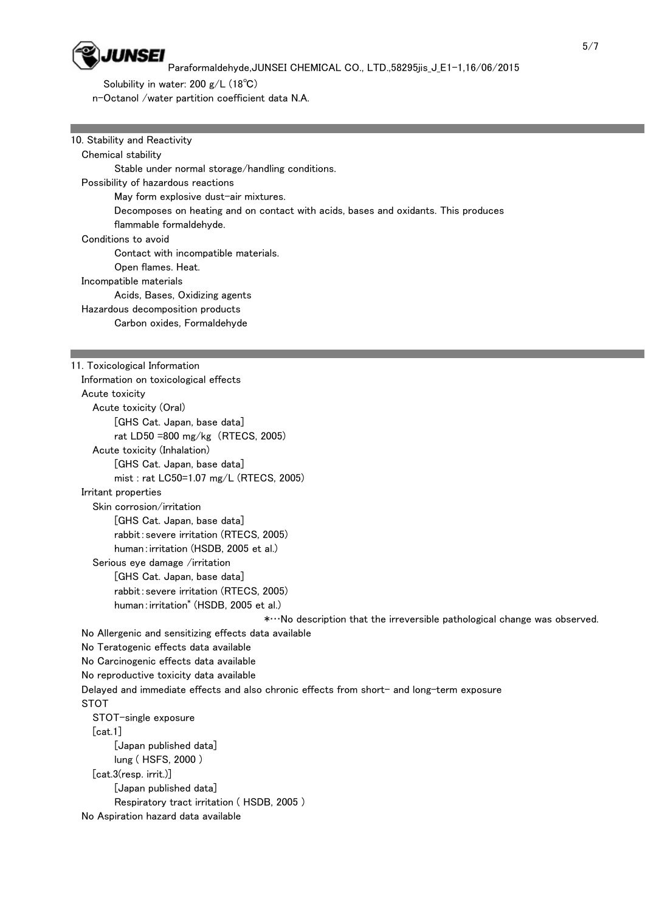Solubility in water: 200 g/L (18℃)

n-Octanol /water partition coefficient data N.A.

## 10. Stability and Reactivity

**Chemical stability**

Stable under normal storage/handling conditions.

**Possibility of hazardous reactions**

May form explosive dust-air mixtures.

Decomposes on heating and on contact with acids, bases and oxidants. This produces flammable formaldehyde.

**Conditions to avoid**

Contact with incompatible materials.

Open flames. Heat.

**Incompatible materials**

Acids, Bases, Oxidizing agents

**Hazardous decomposition products**

Carbon oxides, Formaldehyde

## 11. Toxicological Information

**Information on toxicological effects**

**Acute toxicity**

Acute toxicity (Oral)

[GHS Cat. Japan, base data]

rat LD50 =800 mg/kg (RTECS, 2005)

Acute toxicity (Inhalation)

[GHS Cat. Japan, base data]

mist : rat LC50=1.07 mg/L (RTECS, 2005)

**Irritant properties**

Skin corrosion/irritation

[GHS Cat. Japan, base data]

rabbit：severe irritation (RTECS, 2005)

human：irritation (HSDB, 2005 et al.)

Serious eye damage /irritation

[GHS Cat. Japan, base data]

rabbit：severe irritation (RTECS, 2005)

human：irritation* (HSDB, 2005 et al.)

*…No description that the irreversible pathological change was observed.

No Allergenic and sensitizing effects data available

No Teratogenic effects data available

No Carcinogenic effects data available

No reproductive toxicity data available

Delayed and immediate effects and also chronic effects from short- and long-term exposure

**STOT**

STOT-single exposure

[cat.1]

[Japan published data]

lung ( HSFS, 2000 )

[cat.3(resp. irrit.)]

[Japan published data]

Respiratory tract irritation ( HSDB, 2005 )

No Aspiration hazard data available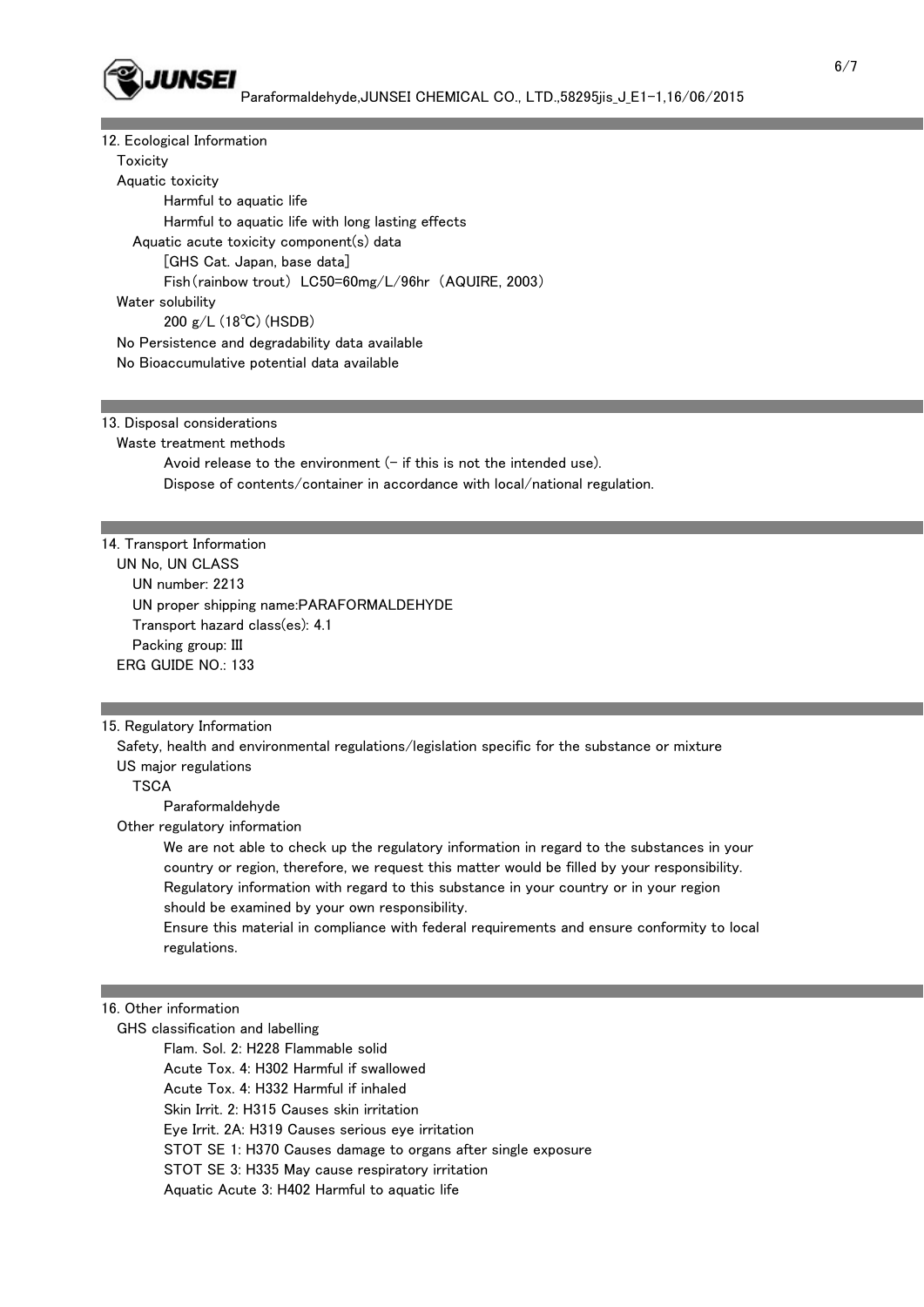## 12. Ecological Information

Toxicity

Aquatic toxicity

Harmful to aquatic life

Harmful to aquatic life with long lasting effects

Aquatic acute toxicity component(s) data

[GHS Cat. Japan, base data]

Fish(rainbow trout) LC50=60mg/L/96hr (AQUIRE, 2003)

Water solubility

200 g/L (18℃) (HSDB)

No Persistence and degradability data available

No Bioaccumulative potential data available

## 13. Disposal considerations

Waste treatment methods

Avoid release to the environment (- if this is not the intended use).

Dispose of contents/container in accordance with local/national regulation.

## 14. Transport Information

UN No, UN CLASS

UN number: 2213

UN proper shipping name:PARAFORMALDEHYDE

Transport hazard class(es): 4.1

Packing group: III

ERG GUIDE NO.: 133

## 15. Regulatory Information

Safety, health and environmental regulations/legislation specific for the substance or mixture

US major regulations

TSCA

Paraformaldehyde

Other regulatory information

We are not able to check up the regulatory information in regard to the substances in your country or region, therefore, we request this matter would be filled by your responsibility. Regulatory information with regard to this substance in your country or in your region should be examined by your own responsibility.

Ensure this material in compliance with federal requirements and ensure conformity to local regulations.

## 16. Other information

GHS classification and labelling

Flam. Sol. 2: H228 Flammable solid

Acute Tox. 4: H302 Harmful if swallowed

Acute Tox. 4: H332 Harmful if inhaled

Skin Irrit. 2: H315 Causes skin irritation

Eye Irrit. 2A: H319 Causes serious eye irritation

STOT SE 1: H370 Causes damage to organs after single exposure

STOT SE 3: H335 May cause respiratory irritation

Aquatic Acute 3: H402 Harmful to aquatic life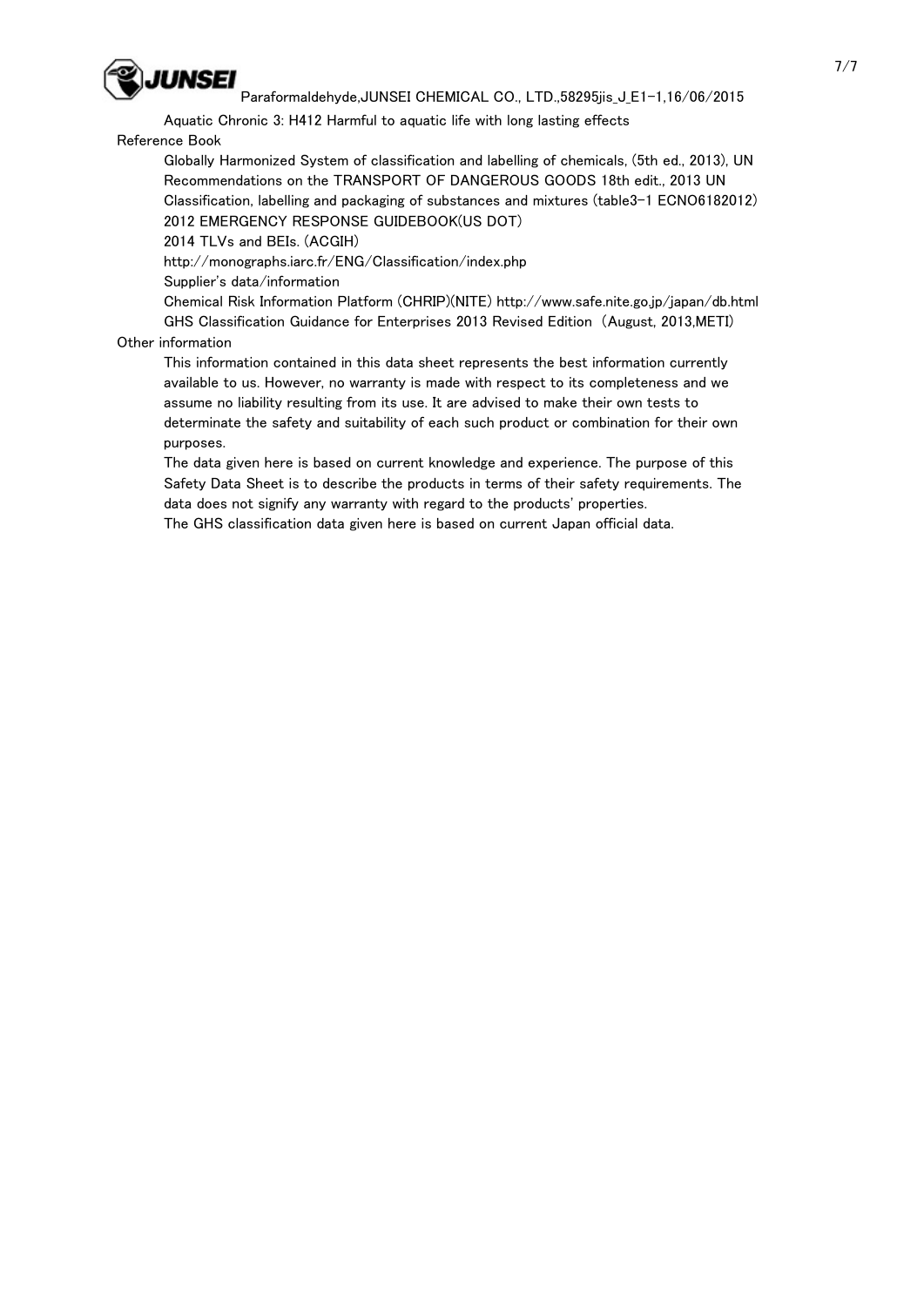Aquatic Chronic 3: H412 Harmful to aquatic life with long lasting effects

## Reference Book

Globally Harmonized System of classification and labelling of chemicals, (5th ed., 2013), UN
Recommendations on the TRANSPORT OF DANGEROUS GOODS 18th edit., 2013 UN
Classification, labelling and packaging of substances and mixtures (table3-1 ECNO6182012)
2012 EMERGENCY RESPONSE GUIDEBOOK(US DOT)
2014 TLVs and BEIs. (ACGIH)
http://monographs.iarc.fr/ENG/Classification/index.php
Supplier's data/information
Chemical Risk Information Platform (CHRIP)(NITE) http://www.safe.nite.go.jp/japan/db.html
GHS Classification Guidance for Enterprises 2013 Revised Edition (August, 2013,METI)

## Other information

This information contained in this data sheet represents the best information currently available to us. However, no warranty is made with respect to its completeness and we assume no liability resulting from its use. It are advised to make their own tests to determinate the safety and suitability of each such product or combination for their own purposes.
The data given here is based on current knowledge and experience. The purpose of this Safety Data Sheet is to describe the products in terms of their safety requirements. The data does not signify any warranty with regard to the products' properties.
The GHS classification data given here is based on current Japan official data.